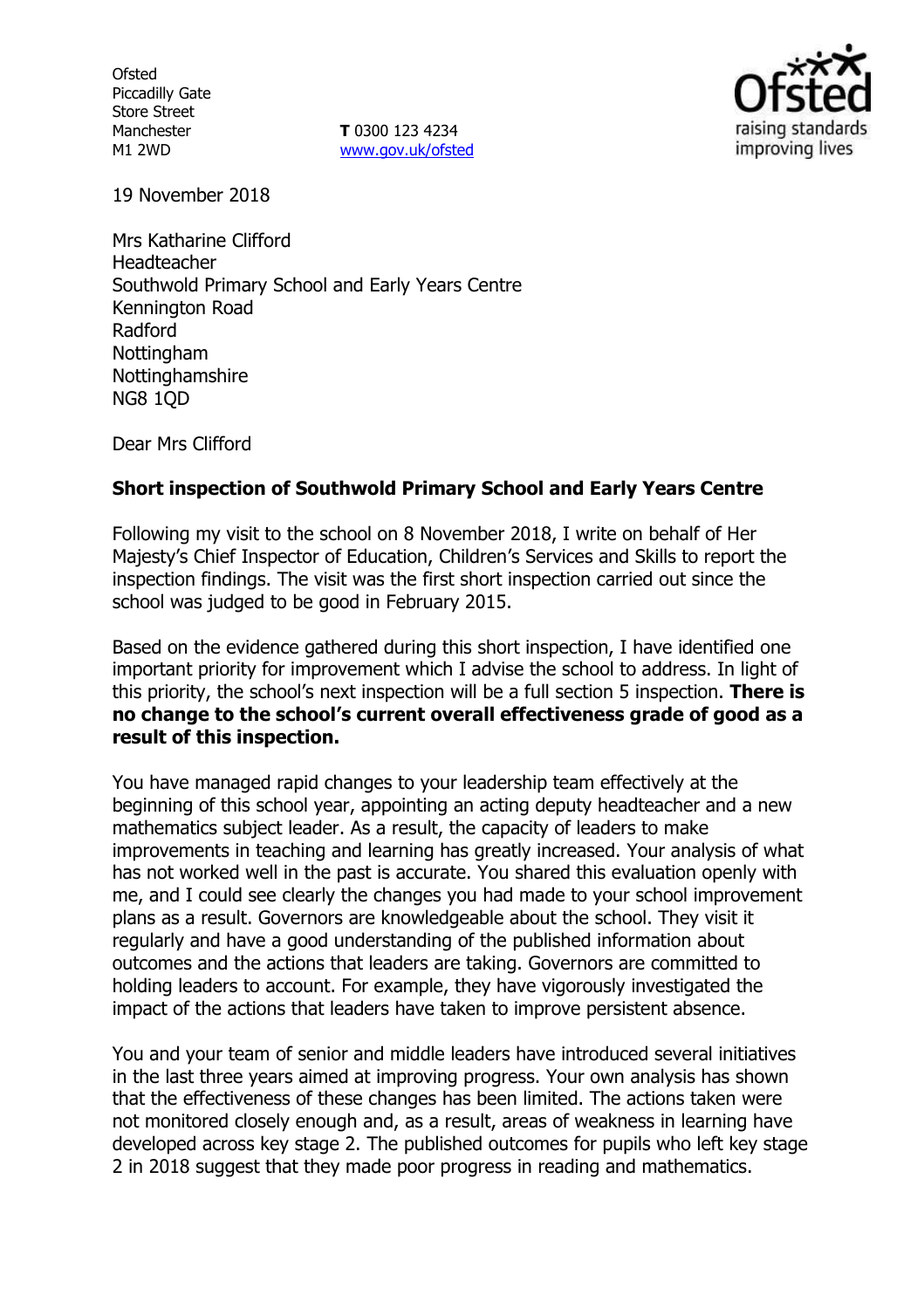Ofsted
Piccadilly Gate
Store Street
Manchester
M1 2WD

**T** 0300 123 4234
www.gov.uk/ofsted

19 November 2018

Mrs Katharine Clifford
Headteacher
Southwold Primary School and Early Years Centre
Kennington Road
Radford
Nottingham
Nottinghamshire
NG8 1QD

Dear Mrs Clifford

**Short inspection of Southwold Primary School and Early Years Centre**

Following my visit to the school on 8 November 2018, I write on behalf of Her Majesty's Chief Inspector of Education, Children's Services and Skills to report the inspection findings. The visit was the first short inspection carried out since the school was judged to be good in February 2015.

Based on the evidence gathered during this short inspection, I have identified one important priority for improvement which I advise the school to address. In light of this priority, the school's next inspection will be a full section 5 inspection. **There is no change to the school's current overall effectiveness grade of good as a result of this inspection.**

You have managed rapid changes to your leadership team effectively at the beginning of this school year, appointing an acting deputy headteacher and a new mathematics subject leader. As a result, the capacity of leaders to make improvements in teaching and learning has greatly increased. Your analysis of what has not worked well in the past is accurate. You shared this evaluation openly with me, and I could see clearly the changes you had made to your school improvement plans as a result. Governors are knowledgeable about the school. They visit it regularly and have a good understanding of the published information about outcomes and the actions that leaders are taking. Governors are committed to holding leaders to account. For example, they have vigorously investigated the impact of the actions that leaders have taken to improve persistent absence.

You and your team of senior and middle leaders have introduced several initiatives in the last three years aimed at improving progress. Your own analysis has shown that the effectiveness of these changes has been limited. The actions taken were not monitored closely enough and, as a result, areas of weakness in learning have developed across key stage 2. The published outcomes for pupils who left key stage 2 in 2018 suggest that they made poor progress in reading and mathematics.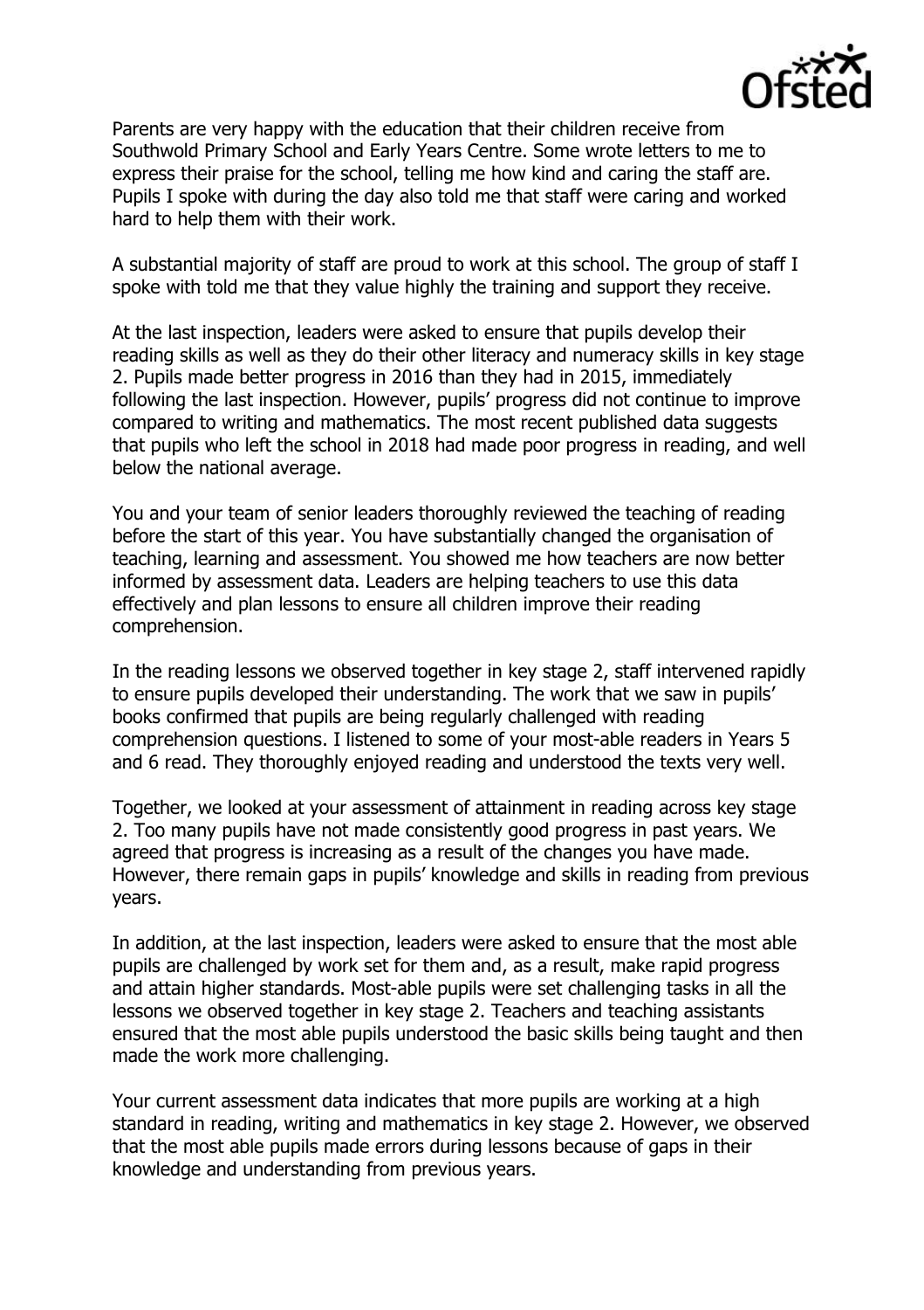Parents are very happy with the education that their children receive from Southwold Primary School and Early Years Centre. Some wrote letters to me to express their praise for the school, telling me how kind and caring the staff are. Pupils I spoke with during the day also told me that staff were caring and worked hard to help them with their work.

A substantial majority of staff are proud to work at this school. The group of staff I spoke with told me that they value highly the training and support they receive.

At the last inspection, leaders were asked to ensure that pupils develop their reading skills as well as they do their other literacy and numeracy skills in key stage 2. Pupils made better progress in 2016 than they had in 2015, immediately following the last inspection. However, pupils' progress did not continue to improve compared to writing and mathematics. The most recent published data suggests that pupils who left the school in 2018 had made poor progress in reading, and well below the national average.

You and your team of senior leaders thoroughly reviewed the teaching of reading before the start of this year. You have substantially changed the organisation of teaching, learning and assessment. You showed me how teachers are now better informed by assessment data. Leaders are helping teachers to use this data effectively and plan lessons to ensure all children improve their reading comprehension.

In the reading lessons we observed together in key stage 2, staff intervened rapidly to ensure pupils developed their understanding. The work that we saw in pupils' books confirmed that pupils are being regularly challenged with reading comprehension questions. I listened to some of your most-able readers in Years 5 and 6 read. They thoroughly enjoyed reading and understood the texts very well.

Together, we looked at your assessment of attainment in reading across key stage 2. Too many pupils have not made consistently good progress in past years. We agreed that progress is increasing as a result of the changes you have made. However, there remain gaps in pupils' knowledge and skills in reading from previous years.

In addition, at the last inspection, leaders were asked to ensure that the most able pupils are challenged by work set for them and, as a result, make rapid progress and attain higher standards. Most-able pupils were set challenging tasks in all the lessons we observed together in key stage 2. Teachers and teaching assistants ensured that the most able pupils understood the basic skills being taught and then made the work more challenging.

Your current assessment data indicates that more pupils are working at a high standard in reading, writing and mathematics in key stage 2. However, we observed that the most able pupils made errors during lessons because of gaps in their knowledge and understanding from previous years.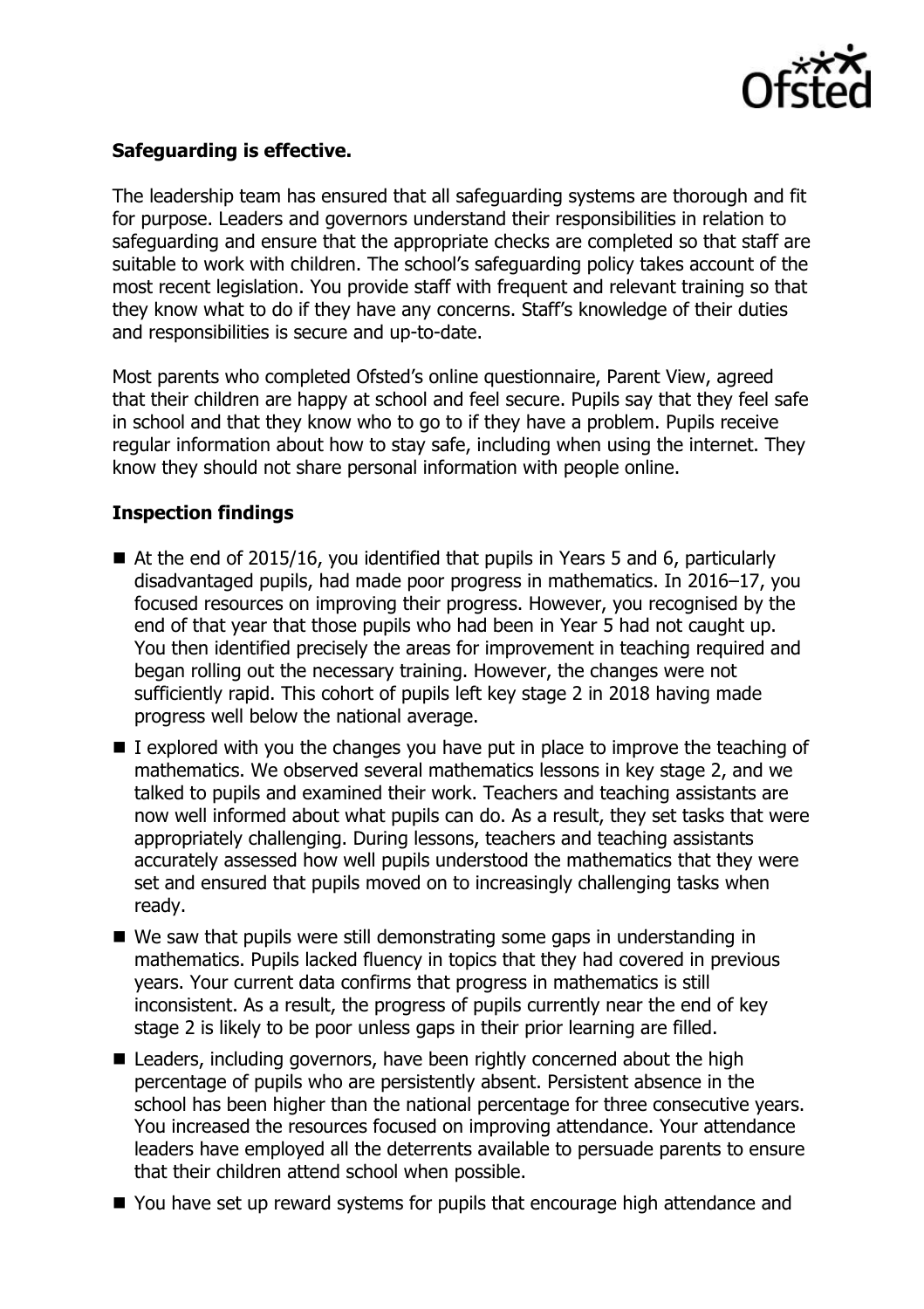**Safeguarding is effective.**

The leadership team has ensured that all safeguarding systems are thorough and fit for purpose. Leaders and governors understand their responsibilities in relation to safeguarding and ensure that the appropriate checks are completed so that staff are suitable to work with children. The school's safeguarding policy takes account of the most recent legislation. You provide staff with frequent and relevant training so that they know what to do if they have any concerns. Staff's knowledge of their duties and responsibilities is secure and up-to-date.

Most parents who completed Ofsted's online questionnaire, Parent View, agreed that their children are happy at school and feel secure. Pupils say that they feel safe in school and that they know who to go to if they have a problem. Pupils receive regular information about how to stay safe, including when using the internet. They know they should not share personal information with people online.

**Inspection findings**

- At the end of 2015/16, you identified that pupils in Years 5 and 6, particularly disadvantaged pupils, had made poor progress in mathematics. In 2016–17, you focused resources on improving their progress. However, you recognised by the end of that year that those pupils who had been in Year 5 had not caught up. You then identified precisely the areas for improvement in teaching required and began rolling out the necessary training. However, the changes were not sufficiently rapid. This cohort of pupils left key stage 2 in 2018 having made progress well below the national average.
- I explored with you the changes you have put in place to improve the teaching of mathematics. We observed several mathematics lessons in key stage 2, and we talked to pupils and examined their work. Teachers and teaching assistants are now well informed about what pupils can do. As a result, they set tasks that were appropriately challenging. During lessons, teachers and teaching assistants accurately assessed how well pupils understood the mathematics that they were set and ensured that pupils moved on to increasingly challenging tasks when ready.
- We saw that pupils were still demonstrating some gaps in understanding in mathematics. Pupils lacked fluency in topics that they had covered in previous years. Your current data confirms that progress in mathematics is still inconsistent. As a result, the progress of pupils currently near the end of key stage 2 is likely to be poor unless gaps in their prior learning are filled.
- Leaders, including governors, have been rightly concerned about the high percentage of pupils who are persistently absent. Persistent absence in the school has been higher than the national percentage for three consecutive years. You increased the resources focused on improving attendance. Your attendance leaders have employed all the deterrents available to persuade parents to ensure that their children attend school when possible.
- You have set up reward systems for pupils that encourage high attendance and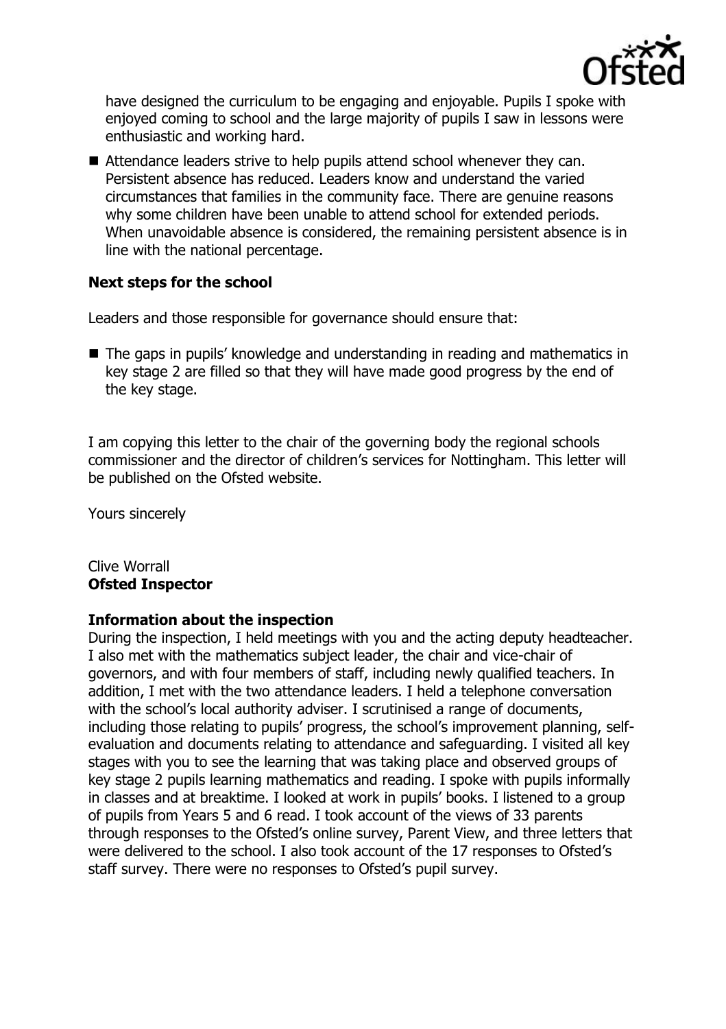have designed the curriculum to be engaging and enjoyable. Pupils I spoke with enjoyed coming to school and the large majority of pupils I saw in lessons were enthusiastic and working hard.

- Attendance leaders strive to help pupils attend school whenever they can. Persistent absence has reduced. Leaders know and understand the varied circumstances that families in the community face. There are genuine reasons why some children have been unable to attend school for extended periods. When unavoidable absence is considered, the remaining persistent absence is in line with the national percentage.

**Next steps for the school**

Leaders and those responsible for governance should ensure that:

- The gaps in pupils' knowledge and understanding in reading and mathematics in key stage 2 are filled so that they will have made good progress by the end of the key stage.

I am copying this letter to the chair of the governing body the regional schools commissioner and the director of children's services for Nottingham. This letter will be published on the Ofsted website.

Yours sincerely

Clive Worrall
**Ofsted Inspector**

**Information about the inspection**

During the inspection, I held meetings with you and the acting deputy headteacher. I also met with the mathematics subject leader, the chair and vice-chair of governors, and with four members of staff, including newly qualified teachers. In addition, I met with the two attendance leaders. I held a telephone conversation with the school's local authority adviser. I scrutinised a range of documents, including those relating to pupils' progress, the school's improvement planning, self-evaluation and documents relating to attendance and safeguarding. I visited all key stages with you to see the learning that was taking place and observed groups of key stage 2 pupils learning mathematics and reading. I spoke with pupils informally in classes and at breaktime. I looked at work in pupils' books. I listened to a group of pupils from Years 5 and 6 read. I took account of the views of 33 parents through responses to the Ofsted's online survey, Parent View, and three letters that were delivered to the school. I also took account of the 17 responses to Ofsted's staff survey. There were no responses to Ofsted's pupil survey.